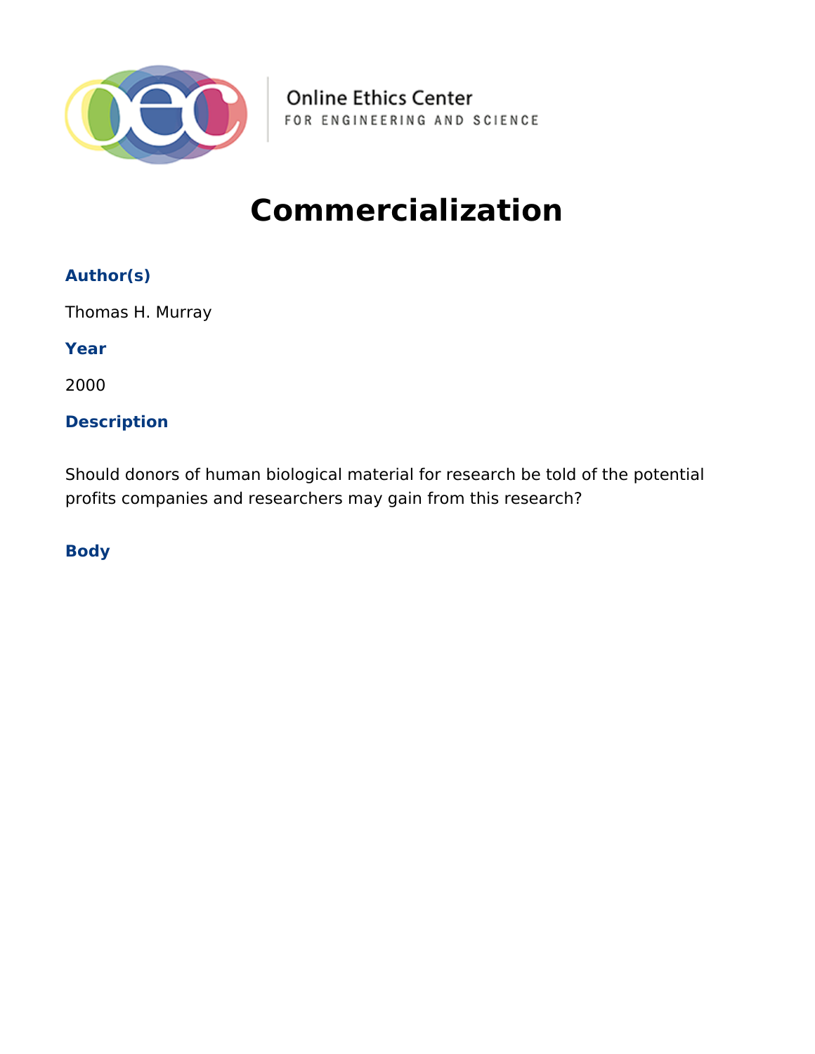Online Ethics Center
FOR ENGINEERING AND SCIENCE

# Commercialization

### Author(s)

Thomas H. Murray

### Year

2000

### Description

Should donors of human biological material for research be told of the potential profits companies and researchers may gain from this research?

### Body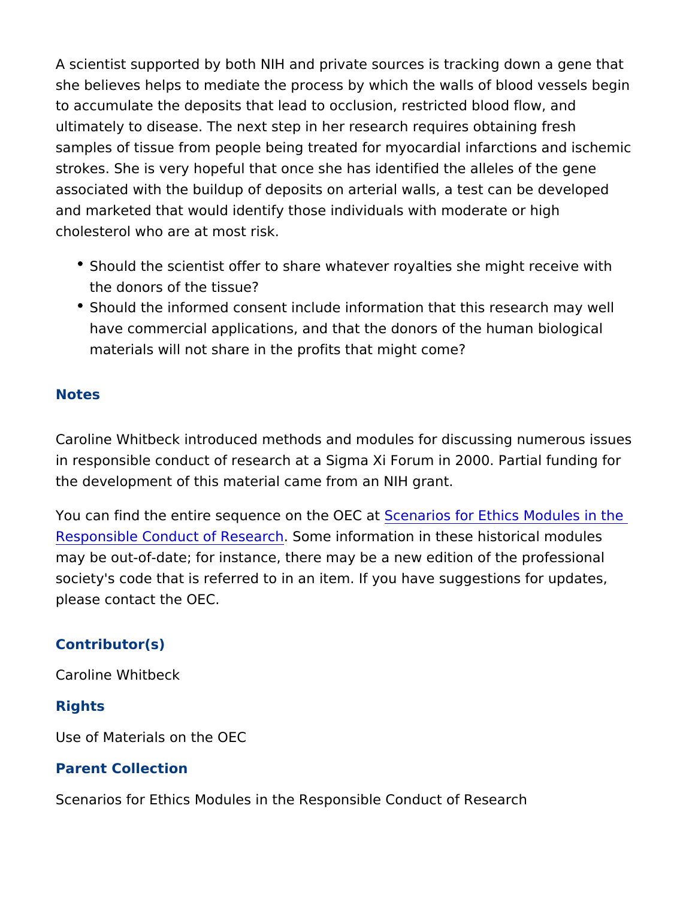A scientist supported by both NIH and private sources is tracking down a gene that she believes helps to mediate the process by which the walls of blood vessels begin to accumulate the deposits that lead to occlusion, restricted blood flow, and ultimately to disease. The next step in her research requires obtaining fresh samples of tissue from people being treated for myocardial infarctions and ischemic strokes. She is very hopeful that once she has identified the alleles of the gene associated with the buildup of deposits on arterial walls, a test can be developed and marketed that would identify those individuals with moderate or high cholesterol who are at most risk.

- Should the scientist offer to share whatever royalties she might receive with the donors of the tissue?
- Should the informed consent include information that this research may well have commercial applications, and that the donors of the human biological materials will not share in the profits that might come?

## Notes

Caroline Whitbeck introduced methods and modules for discussing numerous issues in responsible conduct of research at a Sigma Xi Forum in 2000. Partial funding for the development of this material came from an NIH grant.

You can find the entire sequence on the OEC at [Scenarios for Ethics Modules in the Responsible Conduct of Research](). Some information in these historical modules may be out-of-date; for instance, there may be a new edition of the professional society's code that is referred to in an item. If you have suggestions for updates, please contact the OEC.

## Contributor(s)

Caroline Whitbeck

## Rights

Use of Materials on the OEC

## Parent Collection

Scenarios for Ethics Modules in the Responsible Conduct of Research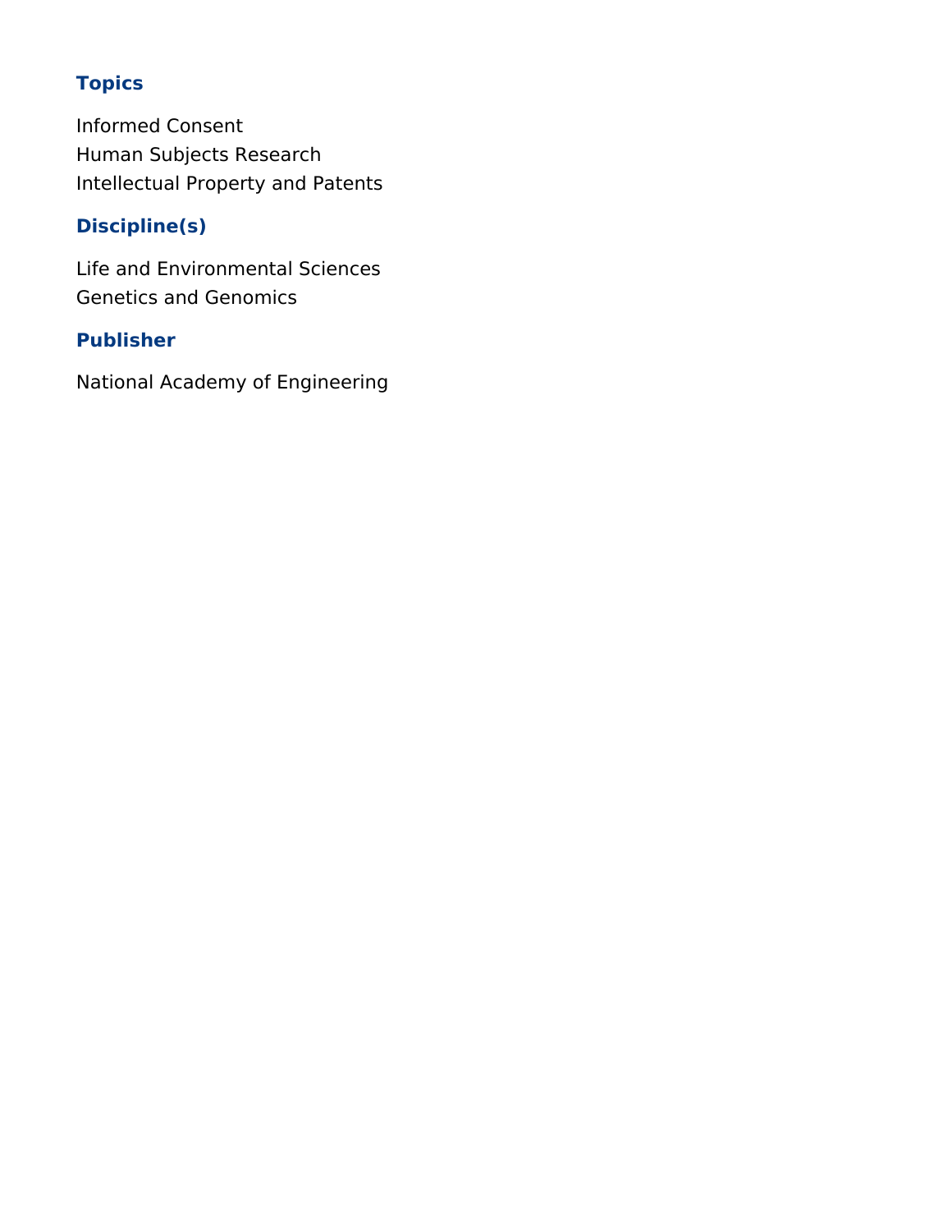### Topics

Informed Consent
Human Subjects Research
Intellectual Property and Patents

### Discipline(s)

Life and Environmental Sciences
Genetics and Genomics

### Publisher

National Academy of Engineering